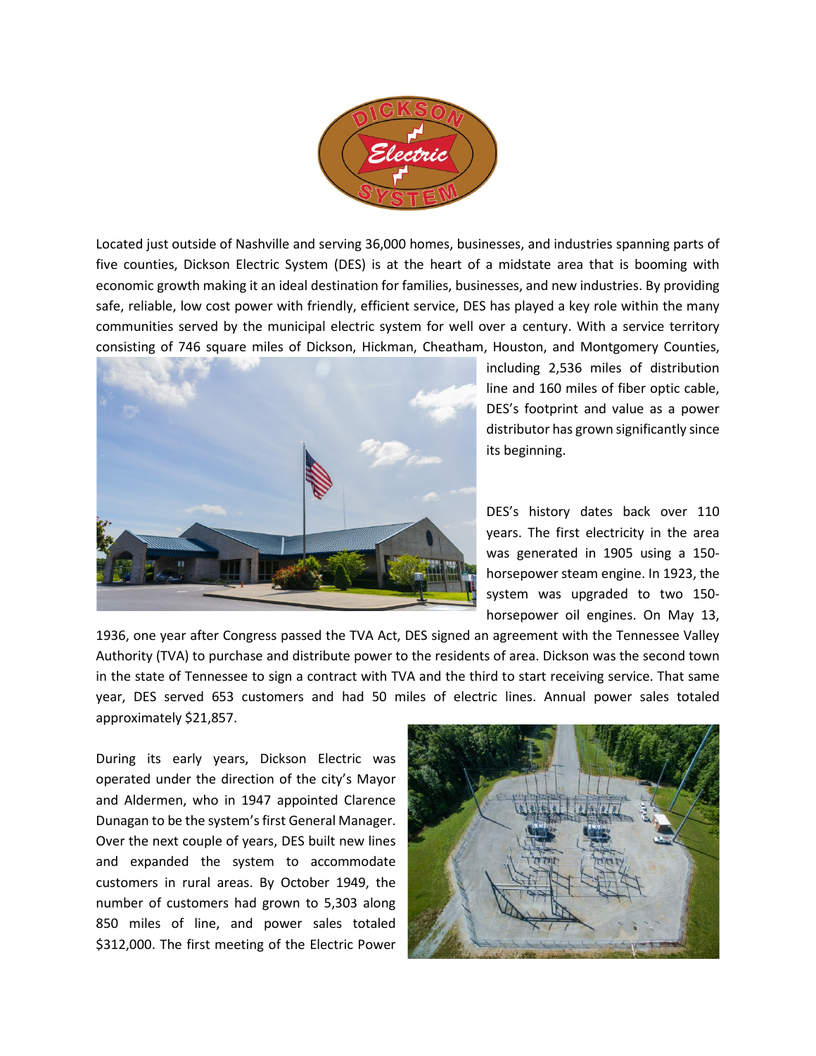Located just outside of Nashville and serving 36,000 homes, businesses, and industries spanning parts of five counties, Dickson Electric System (DES) is at the heart of a midstate area that is booming with economic growth making it an ideal destination for families, businesses, and new industries. By providing safe, reliable, low cost power with friendly, efficient service, DES has played a key role within the many communities served by the municipal electric system for well over a century. With a service territory consisting of 746 square miles of Dickson, Hickman, Cheatham, Houston, and Montgomery Counties, including 2,536 miles of distribution line and 160 miles of fiber optic cable, DES's footprint and value as a power distributor has grown significantly since its beginning.

DES's history dates back over 110 years. The first electricity in the area was generated in 1905 using a 150-horsepower steam engine. In 1923, the system was upgraded to two 150-horsepower oil engines. On May 13, 1936, one year after Congress passed the TVA Act, DES signed an agreement with the Tennessee Valley Authority (TVA) to purchase and distribute power to the residents of area. Dickson was the second town in the state of Tennessee to sign a contract with TVA and the third to start receiving service. That same year, DES served 653 customers and had 50 miles of electric lines. Annual power sales totaled approximately $21,857.

During its early years, Dickson Electric was operated under the direction of the city's Mayor and Aldermen, who in 1947 appointed Clarence Dunagan to be the system's first General Manager. Over the next couple of years, DES built new lines and expanded the system to accommodate customers in rural areas. By October 1949, the number of customers had grown to 5,303 along 850 miles of line, and power sales totaled $312,000. The first meeting of the Electric Power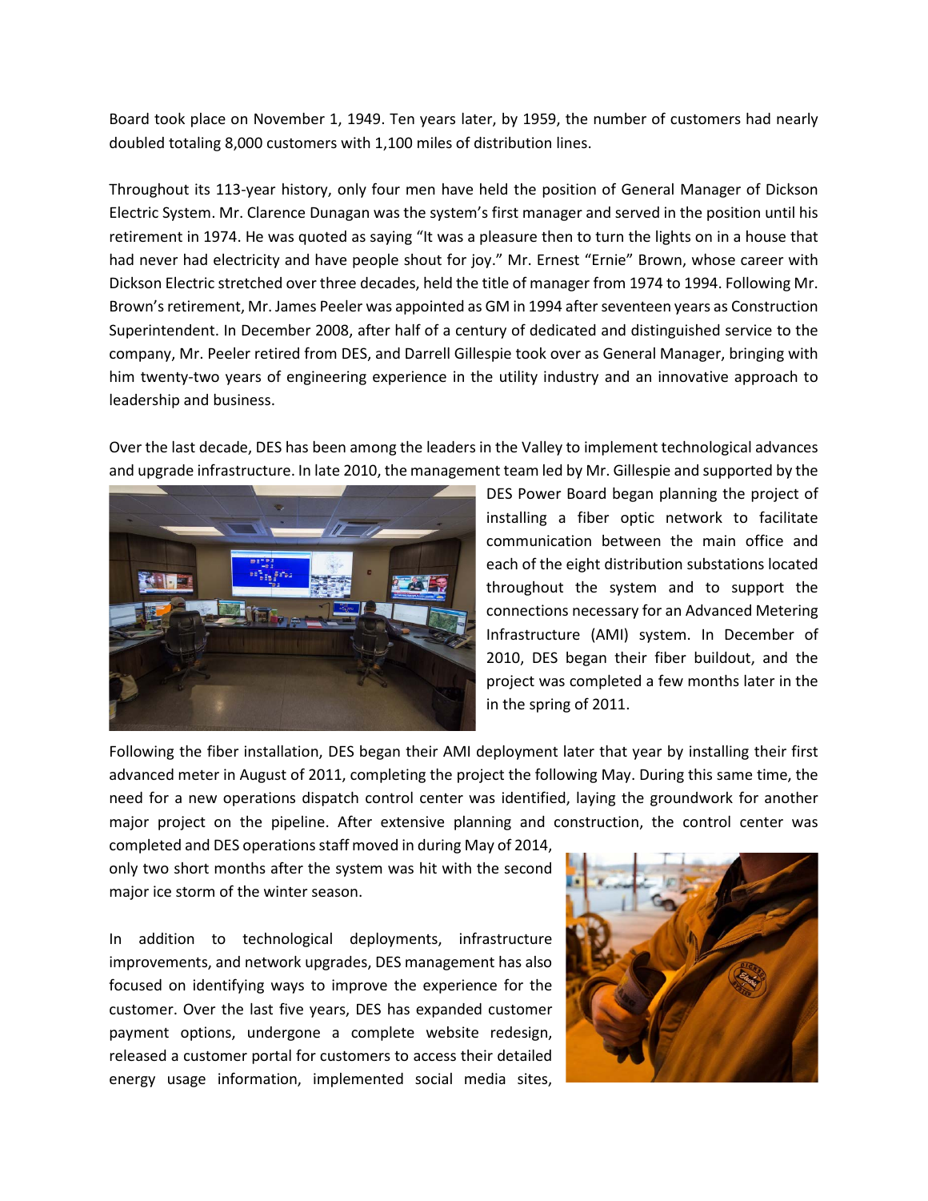Board took place on November 1, 1949. Ten years later, by 1959, the number of customers had nearly doubled totaling 8,000 customers with 1,100 miles of distribution lines.

Throughout its 113-year history, only four men have held the position of General Manager of Dickson Electric System. Mr. Clarence Dunagan was the system's first manager and served in the position until his retirement in 1974. He was quoted as saying "It was a pleasure then to turn the lights on in a house that had never had electricity and have people shout for joy." Mr. Ernest "Ernie" Brown, whose career with Dickson Electric stretched over three decades, held the title of manager from 1974 to 1994. Following Mr. Brown's retirement, Mr. James Peeler was appointed as GM in 1994 after seventeen years as Construction Superintendent. In December 2008, after half of a century of dedicated and distinguished service to the company, Mr. Peeler retired from DES, and Darrell Gillespie took over as General Manager, bringing with him twenty-two years of engineering experience in the utility industry and an innovative approach to leadership and business.

Over the last decade, DES has been among the leaders in the Valley to implement technological advances and upgrade infrastructure. In late 2010, the management team led by Mr. Gillespie and supported by the DES Power Board began planning the project of installing a fiber optic network to facilitate communication between the main office and each of the eight distribution substations located throughout the system and to support the connections necessary for an Advanced Metering Infrastructure (AMI) system. In December of 2010, DES began their fiber buildout, and the project was completed a few months later in the in the spring of 2011.

Following the fiber installation, DES began their AMI deployment later that year by installing their first advanced meter in August of 2011, completing the project the following May. During this same time, the need for a new operations dispatch control center was identified, laying the groundwork for another major project on the pipeline. After extensive planning and construction, the control center was completed and DES operations staff moved in during May of 2014, only two short months after the system was hit with the second major ice storm of the winter season.

In addition to technological deployments, infrastructure improvements, and network upgrades, DES management has also focused on identifying ways to improve the experience for the customer. Over the last five years, DES has expanded customer payment options, undergone a complete website redesign, released a customer portal for customers to access their detailed energy usage information, implemented social media sites,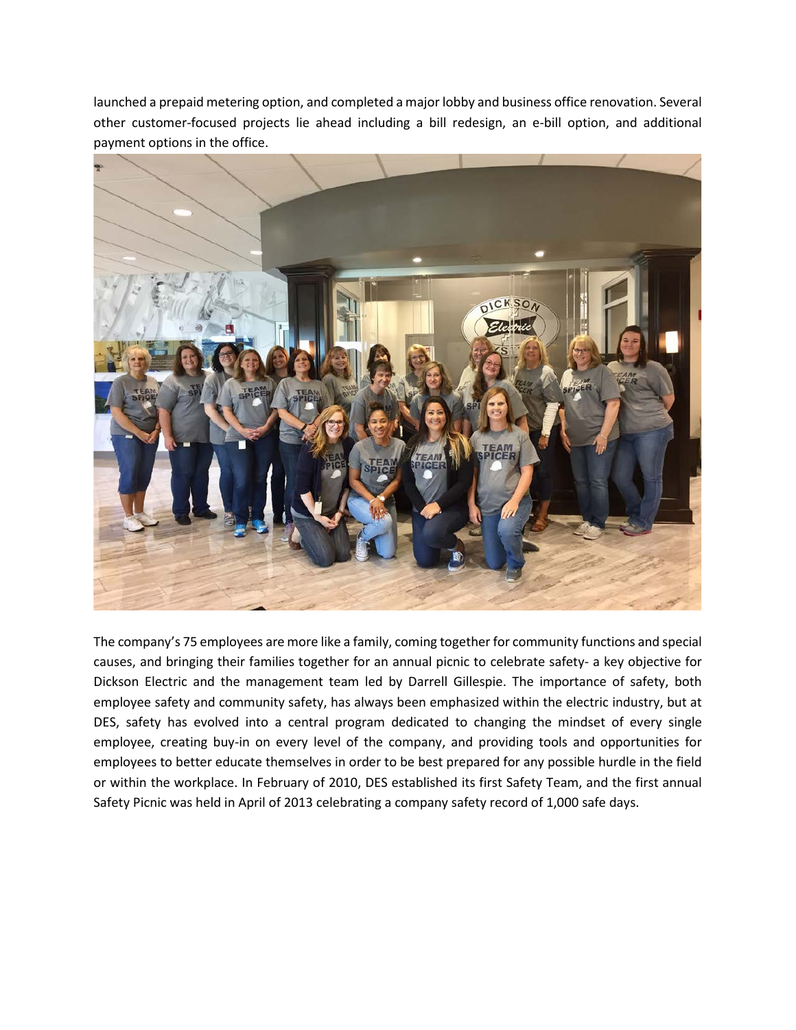launched a prepaid metering option, and completed a major lobby and business office renovation. Several other customer-focused projects lie ahead including a bill redesign, an e-bill option, and additional payment options in the office.

The company's 75 employees are more like a family, coming together for community functions and special causes, and bringing their families together for an annual picnic to celebrate safety- a key objective for Dickson Electric and the management team led by Darrell Gillespie. The importance of safety, both employee safety and community safety, has always been emphasized within the electric industry, but at DES, safety has evolved into a central program dedicated to changing the mindset of every single employee, creating buy-in on every level of the company, and providing tools and opportunities for employees to better educate themselves in order to be best prepared for any possible hurdle in the field or within the workplace. In February of 2010, DES established its first Safety Team, and the first annual Safety Picnic was held in April of 2013 celebrating a company safety record of 1,000 safe days.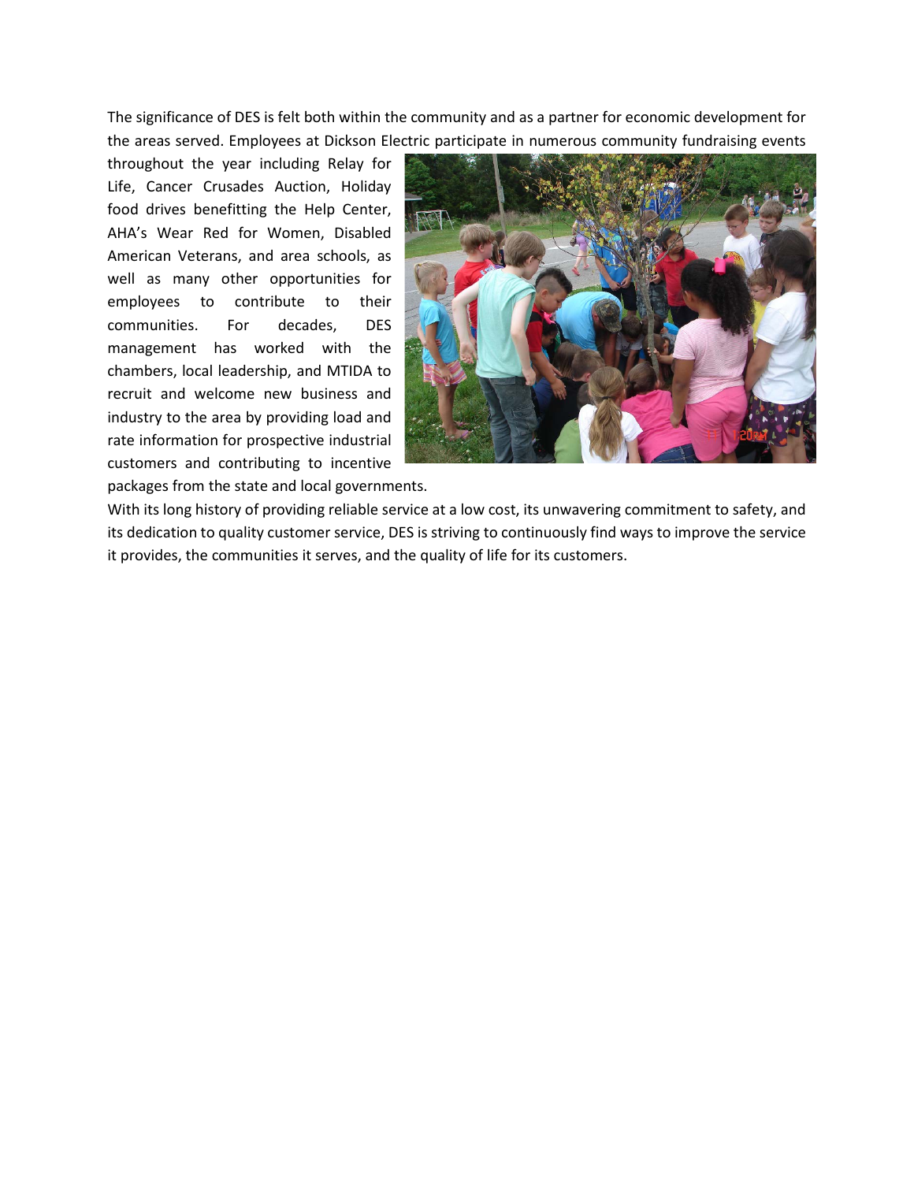The significance of DES is felt both within the community and as a partner for economic development for the areas served. Employees at Dickson Electric participate in numerous community fundraising events throughout the year including Relay for Life, Cancer Crusades Auction, Holiday food drives benefitting the Help Center, AHA's Wear Red for Women, Disabled American Veterans, and area schools, as well as many other opportunities for employees to contribute to their communities. For decades, DES management has worked with the chambers, local leadership, and MTIDA to recruit and welcome new business and industry to the area by providing load and rate information for prospective industrial customers and contributing to incentive packages from the state and local governments.

With its long history of providing reliable service at a low cost, its unwavering commitment to safety, and its dedication to quality customer service, DES is striving to continuously find ways to improve the service it provides, the communities it serves, and the quality of life for its customers.